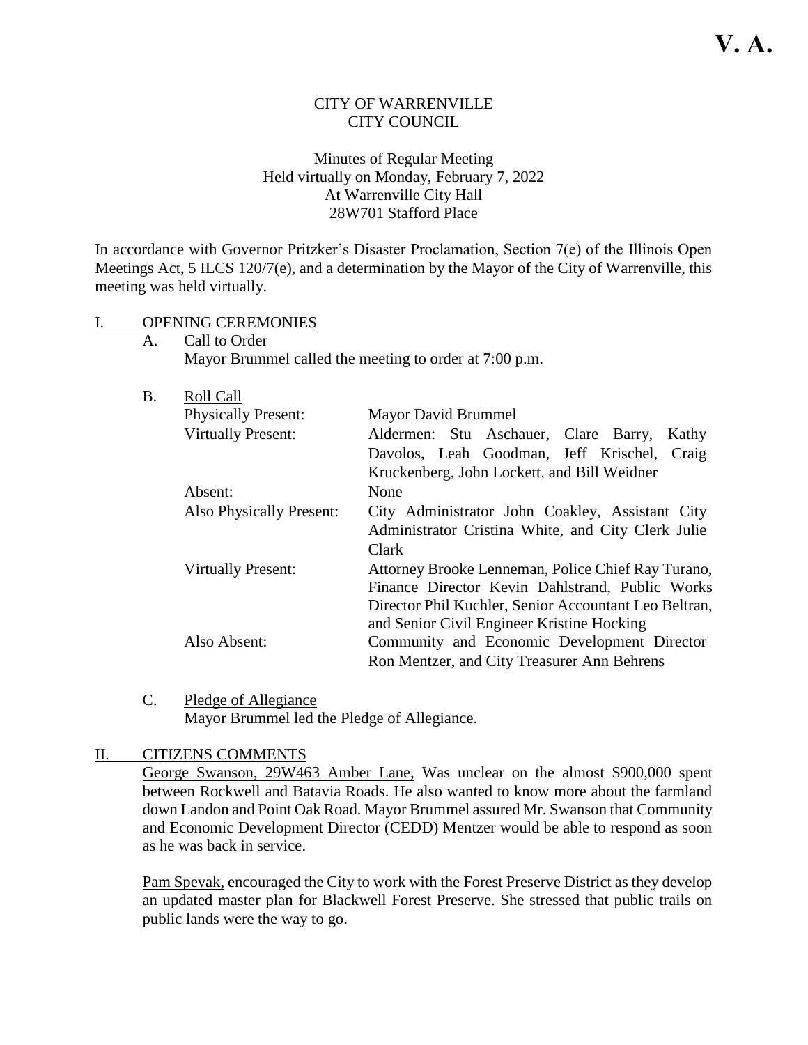**V. A.**

CITY OF WARRENVILLE
CITY COUNCIL

Minutes of Regular Meeting
Held virtually on Monday, February 7, 2022
At Warrenville City Hall
28W701 Stafford Place

In accordance with Governor Pritzker's Disaster Proclamation, Section 7(e) of the Illinois Open Meetings Act, 5 ILCS 120/7(e), and a determination by the Mayor of the City of Warrenville, this meeting was held virtually.

## I. OPENING CEREMONIES

A. Call to Order
Mayor Brummel called the meeting to order at 7:00 p.m.

B. Roll Call

| | |
|---|---|
| Physically Present: | Mayor David Brummel |
| Virtually Present: | Aldermen: Stu Aschauer, Clare Barry, Kathy Davolos, Leah Goodman, Jeff Krischel, Craig Kruckenberg, John Lockett, and Bill Weidner |
| Absent: | None |
| Also Physically Present: | City Administrator John Coakley, Assistant City Administrator Cristina White, and City Clerk Julie Clark |
| Virtually Present: | Attorney Brooke Lenneman, Police Chief Ray Turano, Finance Director Kevin Dahlstrand, Public Works Director Phil Kuchler, Senior Accountant Leo Beltran, and Senior Civil Engineer Kristine Hocking |
| Also Absent: | Community and Economic Development Director Ron Mentzer, and City Treasurer Ann Behrens |

C. Pledge of Allegiance
Mayor Brummel led the Pledge of Allegiance.

## II. CITIZENS COMMENTS

George Swanson, 29W463 Amber Lane, Was unclear on the almost $900,000 spent between Rockwell and Batavia Roads. He also wanted to know more about the farmland down Landon and Point Oak Road. Mayor Brummel assured Mr. Swanson that Community and Economic Development Director (CEDD) Mentzer would be able to respond as soon as he was back in service.

Pam Spevak, encouraged the City to work with the Forest Preserve District as they develop an updated master plan for Blackwell Forest Preserve. She stressed that public trails on public lands were the way to go.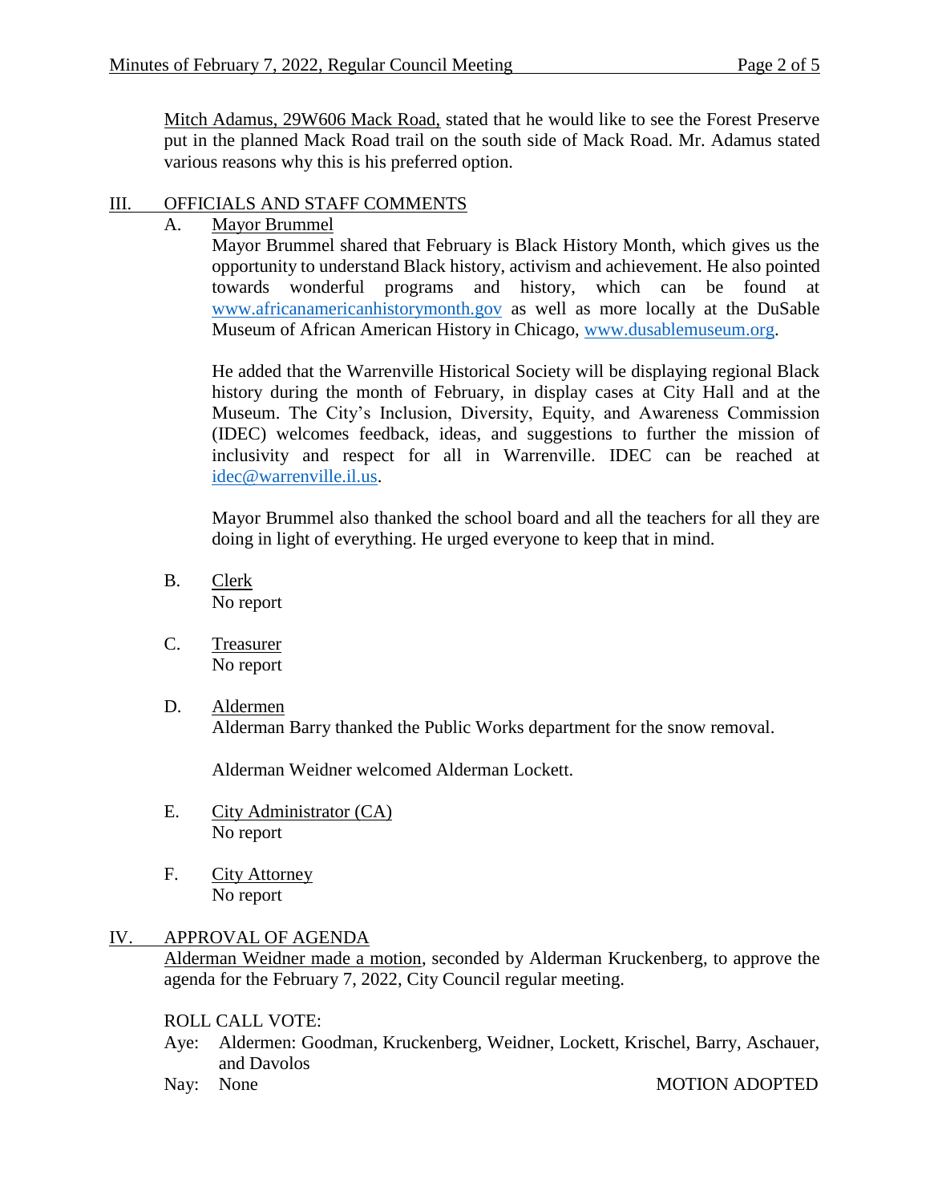Mitch Adamus, 29W606 Mack Road, stated that he would like to see the Forest Preserve put in the planned Mack Road trail on the south side of Mack Road. Mr. Adamus stated various reasons why this is his preferred option.

## III. OFFICIALS AND STAFF COMMENTS

A. Mayor Brummel

Mayor Brummel shared that February is Black History Month, which gives us the opportunity to understand Black history, activism and achievement. He also pointed towards wonderful programs and history, which can be found at www.africanamericanhistorymonth.gov as well as more locally at the DuSable Museum of African American History in Chicago, www.dusablemuseum.org.

He added that the Warrenville Historical Society will be displaying regional Black history during the month of February, in display cases at City Hall and at the Museum. The City's Inclusion, Diversity, Equity, and Awareness Commission (IDEC) welcomes feedback, ideas, and suggestions to further the mission of inclusivity and respect for all in Warrenville. IDEC can be reached at idec@warrenville.il.us.

Mayor Brummel also thanked the school board and all the teachers for all they are doing in light of everything. He urged everyone to keep that in mind.

B. Clerk

No report

C. Treasurer

No report

D. Aldermen

Alderman Barry thanked the Public Works department for the snow removal.

Alderman Weidner welcomed Alderman Lockett.

E. City Administrator (CA)

No report

F. City Attorney

No report

## IV. APPROVAL OF AGENDA

Alderman Weidner made a motion, seconded by Alderman Kruckenberg, to approve the agenda for the February 7, 2022, City Council regular meeting.

ROLL CALL VOTE:

Aye: Aldermen: Goodman, Kruckenberg, Weidner, Lockett, Krischel, Barry, Aschauer, and Davolos

Nay: None

MOTION ADOPTED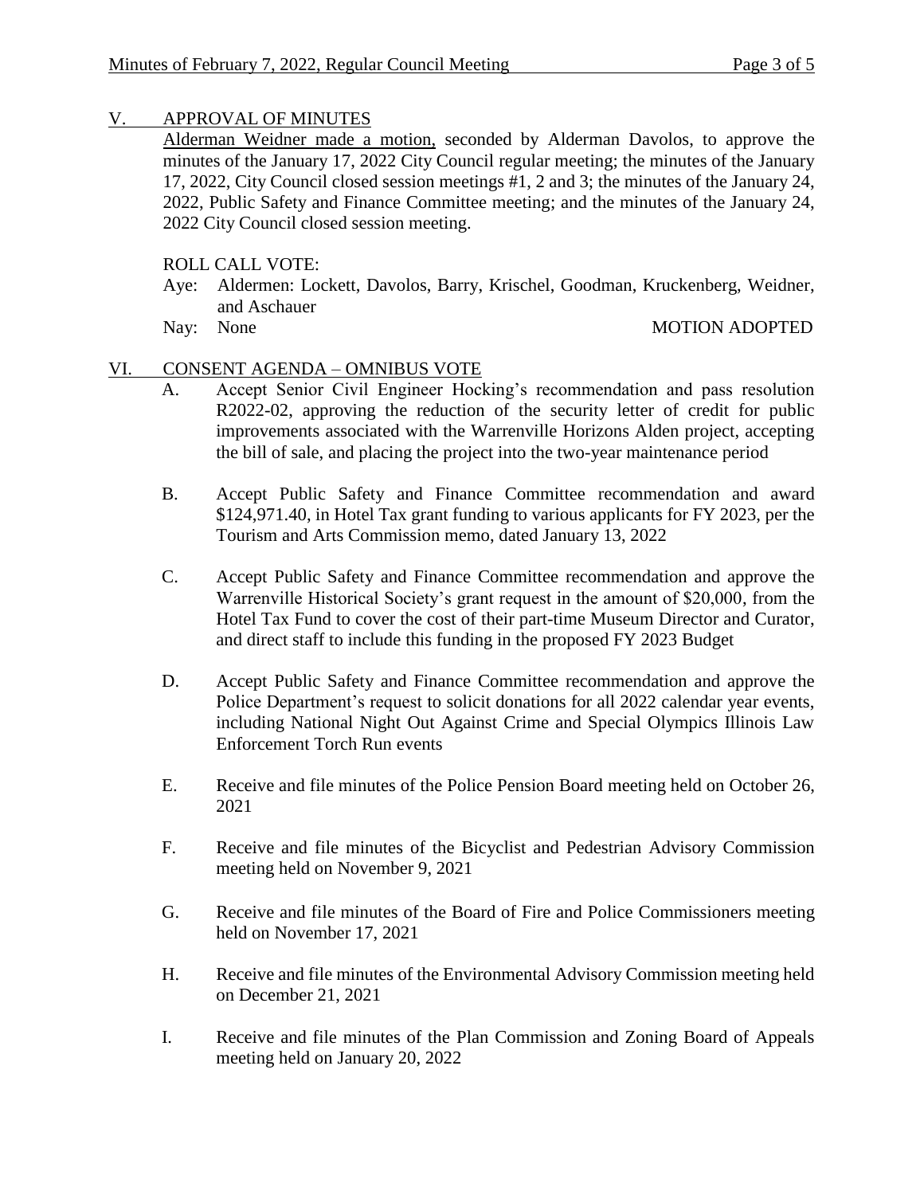## V. APPROVAL OF MINUTES

Alderman Weidner made a motion, seconded by Alderman Davolos, to approve the minutes of the January 17, 2022 City Council regular meeting; the minutes of the January 17, 2022, City Council closed session meetings #1, 2 and 3; the minutes of the January 24, 2022, Public Safety and Finance Committee meeting; and the minutes of the January 24, 2022 City Council closed session meeting.

ROLL CALL VOTE:

Aye: Aldermen: Lockett, Davolos, Barry, Krischel, Goodman, Kruckenberg, Weidner, and Aschauer

Nay: None

MOTION ADOPTED

## VI. CONSENT AGENDA – OMNIBUS VOTE

A. Accept Senior Civil Engineer Hocking's recommendation and pass resolution R2022-02, approving the reduction of the security letter of credit for public improvements associated with the Warrenville Horizons Alden project, accepting the bill of sale, and placing the project into the two-year maintenance period

B. Accept Public Safety and Finance Committee recommendation and award $124,971.40, in Hotel Tax grant funding to various applicants for FY 2023, per the Tourism and Arts Commission memo, dated January 13, 2022

C. Accept Public Safety and Finance Committee recommendation and approve the Warrenville Historical Society's grant request in the amount of $20,000, from the Hotel Tax Fund to cover the cost of their part-time Museum Director and Curator, and direct staff to include this funding in the proposed FY 2023 Budget

D. Accept Public Safety and Finance Committee recommendation and approve the Police Department's request to solicit donations for all 2022 calendar year events, including National Night Out Against Crime and Special Olympics Illinois Law Enforcement Torch Run events

E. Receive and file minutes of the Police Pension Board meeting held on October 26, 2021

F. Receive and file minutes of the Bicyclist and Pedestrian Advisory Commission meeting held on November 9, 2021

G. Receive and file minutes of the Board of Fire and Police Commissioners meeting held on November 17, 2021

H. Receive and file minutes of the Environmental Advisory Commission meeting held on December 21, 2021

I. Receive and file minutes of the Plan Commission and Zoning Board of Appeals meeting held on January 20, 2022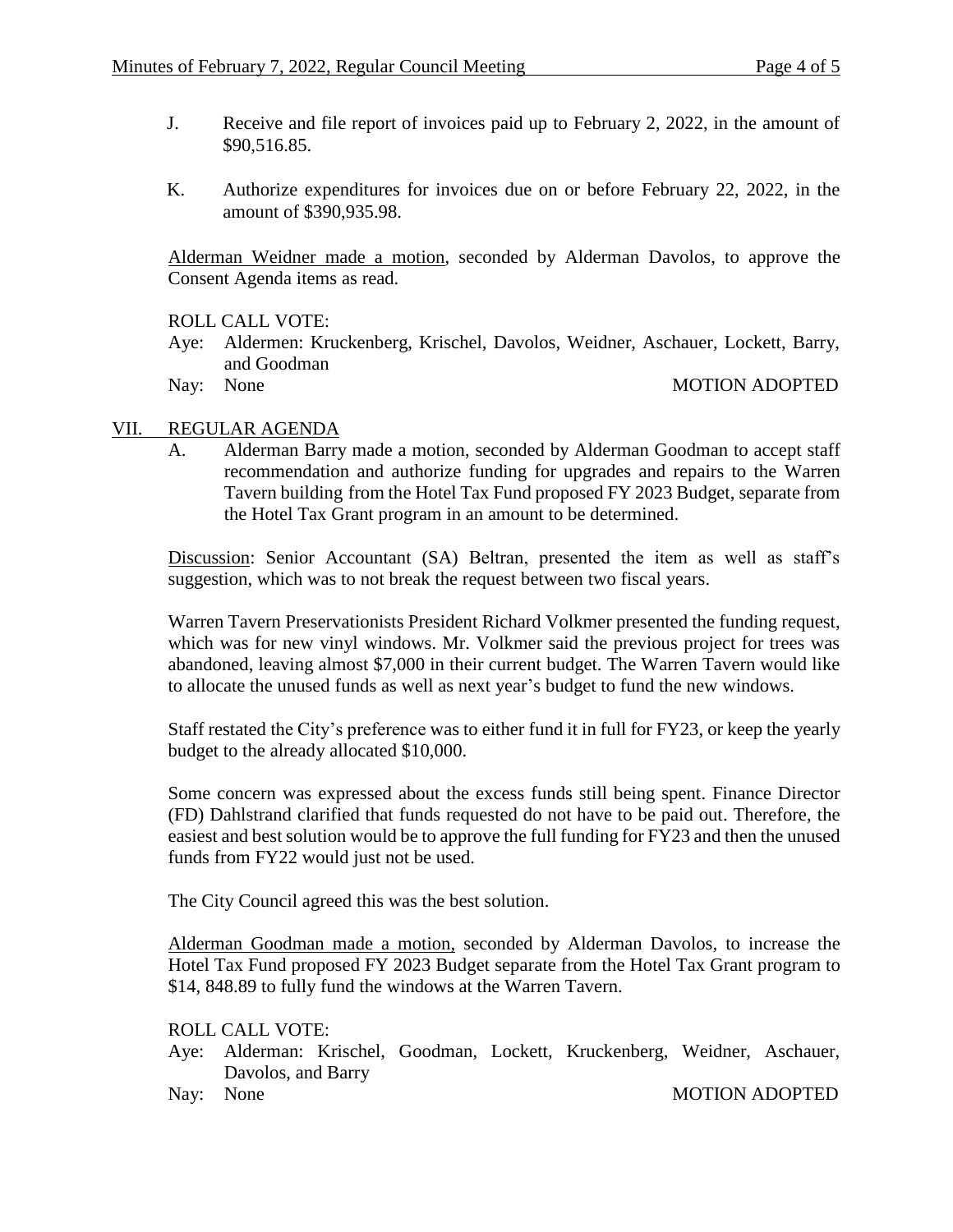J. Receive and file report of invoices paid up to February 2, 2022, in the amount of $90,516.85.

K. Authorize expenditures for invoices due on or before February 22, 2022, in the amount of $390,935.98.

<u>Alderman Weidner made a motion</u>, seconded by Alderman Davolos, to approve the Consent Agenda items as read.

ROLL CALL VOTE:

Aye: Aldermen: Kruckenberg, Krischel, Davolos, Weidner, Aschauer, Lockett, Barry, and Goodman

Nay: None MOTION ADOPTED

## VII. REGULAR AGENDA

A. Alderman Barry made a motion, seconded by Alderman Goodman to accept staff recommendation and authorize funding for upgrades and repairs to the Warren Tavern building from the Hotel Tax Fund proposed FY 2023 Budget, separate from the Hotel Tax Grant program in an amount to be determined.

<u>Discussion</u>: Senior Accountant (SA) Beltran, presented the item as well as staff's suggestion, which was to not break the request between two fiscal years.

Warren Tavern Preservationists President Richard Volkmer presented the funding request, which was for new vinyl windows. Mr. Volkmer said the previous project for trees was abandoned, leaving almost $7,000 in their current budget. The Warren Tavern would like to allocate the unused funds as well as next year's budget to fund the new windows.

Staff restated the City's preference was to either fund it in full for FY23, or keep the yearly budget to the already allocated $10,000.

Some concern was expressed about the excess funds still being spent. Finance Director (FD) Dahlstrand clarified that funds requested do not have to be paid out. Therefore, the easiest and best solution would be to approve the full funding for FY23 and then the unused funds from FY22 would just not be used.

The City Council agreed this was the best solution.

<u>Alderman Goodman made a motion,</u> seconded by Alderman Davolos, to increase the Hotel Tax Fund proposed FY 2023 Budget separate from the Hotel Tax Grant program to $14, 848.89 to fully fund the windows at the Warren Tavern.

ROLL CALL VOTE:

Aye: Alderman: Krischel, Goodman, Lockett, Kruckenberg, Weidner, Aschauer, Davolos, and Barry

Nay: None MOTION ADOPTED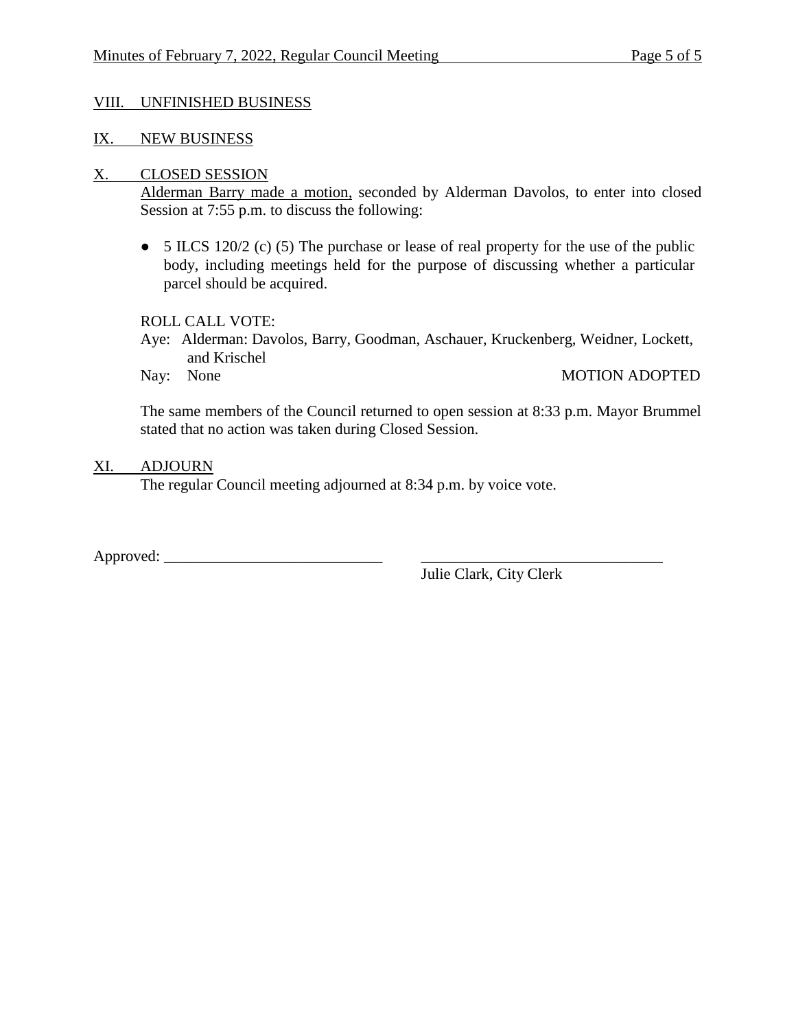## VIII. UNFINISHED BUSINESS

## IX. NEW BUSINESS

## X. CLOSED SESSION

Alderman Barry made a motion, seconded by Alderman Davolos, to enter into closed Session at 7:55 p.m. to discuss the following:

- 5 ILCS 120/2 (c) (5) The purchase or lease of real property for the use of the public body, including meetings held for the purpose of discussing whether a particular parcel should be acquired.

ROLL CALL VOTE:

Aye: Alderman: Davolos, Barry, Goodman, Aschauer, Kruckenberg, Weidner, Lockett, and Krischel

Nay: None MOTION ADOPTED

The same members of the Council returned to open session at 8:33 p.m. Mayor Brummel stated that no action was taken during Closed Session.

## XI. ADJOURN

The regular Council meeting adjourned at 8:34 p.m. by voice vote.

Approved: ____________________________ ________________________________

Julie Clark, City Clerk